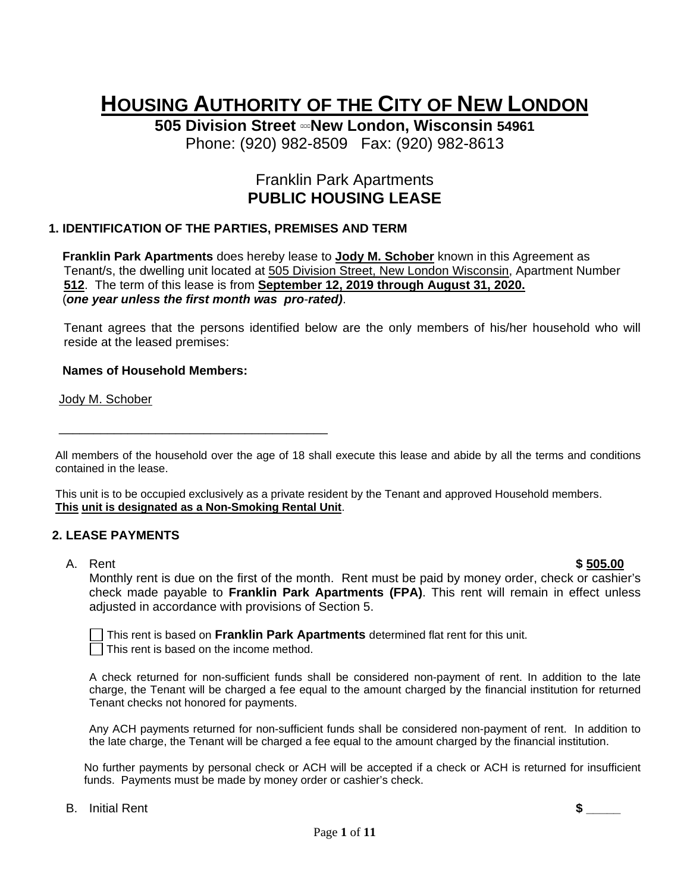# HOUSING AUTHORITY OF THE CITY OF NEW LONDON

**505 Division Street ▫▫▫New London, Wisconsin 54961**

Phone: (920) 982-8509 Fax: (920) 982-8613

## Franklin Park Apartments
## PUBLIC HOUSING LEASE

### 1. IDENTIFICATION OF THE PARTIES, PREMISES AND TERM

**Franklin Park Apartments** does hereby lease to **Jody M. Schober** known in this Agreement as Tenant/s, the dwelling unit located at 505 Division Street, New London Wisconsin, Apartment Number **512**. The term of this lease is from **September 12, 2019 through August 31, 2020.** (***one year unless the first month was pro-rated)***.

Tenant agrees that the persons identified below are the only members of his/her household who will reside at the leased premises:

**Names of Household Members:**

Jody M. Schober

________________________________________

All members of the household over the age of 18 shall execute this lease and abide by all the terms and conditions contained in the lease.

This unit is to be occupied exclusively as a private resident by the Tenant and approved Household members. **This unit is designated as a Non-Smoking Rental Unit**.

### 2. LEASE PAYMENTS

A. Rent **$ 505.00**

Monthly rent is due on the first of the month. Rent must be paid by money order, check or cashier's check made payable to **Franklin Park Apartments (FPA)**. This rent will remain in effect unless adjusted in accordance with provisions of Section 5.

☐ This rent is based on **Franklin Park Apartments** determined flat rent for this unit.
☐ This rent is based on the income method.

A check returned for non-sufficient funds shall be considered non-payment of rent. In addition to the late charge, the Tenant will be charged a fee equal to the amount charged by the financial institution for returned Tenant checks not honored for payments.

Any ACH payments returned for non-sufficient funds shall be considered non-payment of rent. In addition to the late charge, the Tenant will be charged a fee equal to the amount charged by the financial institution.

No further payments by personal check or ACH will be accepted if a check or ACH is returned for insufficient funds. Payments must be made by money order or cashier's check.

B. Initial Rent **$ _____**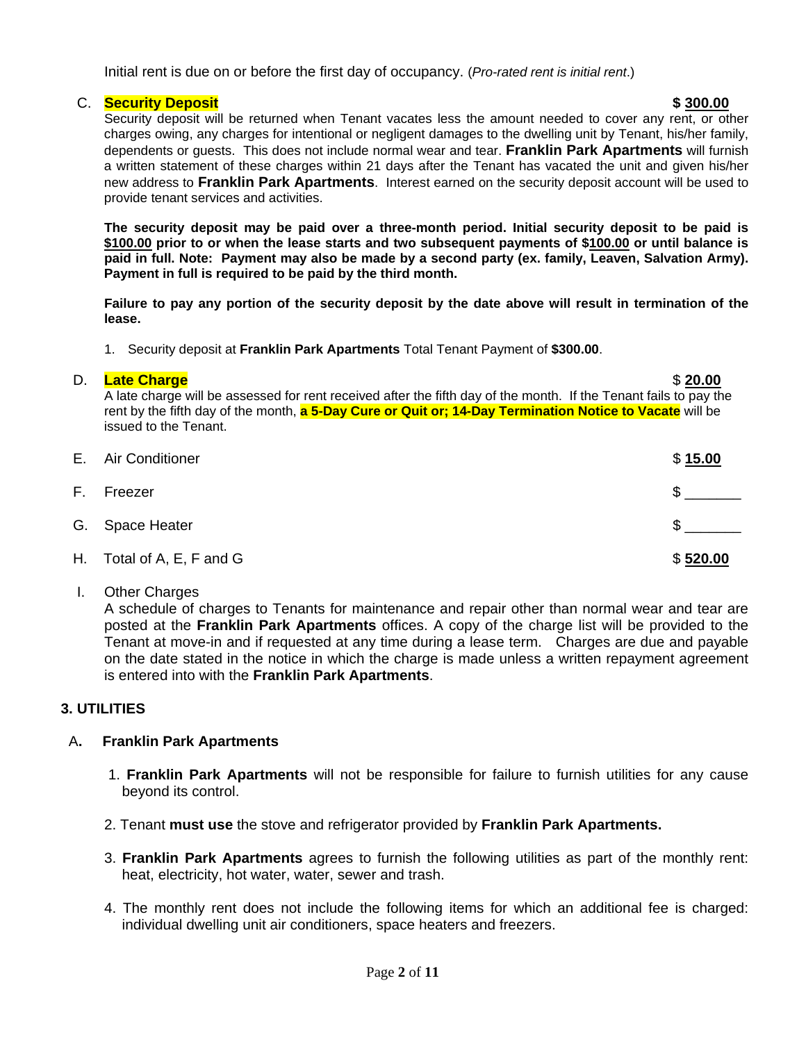Initial rent is due on or before the first day of occupancy. (*Pro-rated rent is initial rent*.)

C. **Security Deposit** **$ 300.00**

Security deposit will be returned when Tenant vacates less the amount needed to cover any rent, or other charges owing, any charges for intentional or negligent damages to the dwelling unit by Tenant, his/her family, dependents or guests. This does not include normal wear and tear. **Franklin Park Apartments** will furnish a written statement of these charges within 21 days after the Tenant has vacated the unit and given his/her new address to **Franklin Park Apartments**. Interest earned on the security deposit account will be used to provide tenant services and activities.

**The security deposit may be paid over a three-month period. Initial security deposit to be paid is $100.00 prior to or when the lease starts and two subsequent payments of $100.00 or until balance is paid in full. Note: Payment may also be made by a second party (ex. family, Leaven, Salvation Army). Payment in full is required to be paid by the third month.**

**Failure to pay any portion of the security deposit by the date above will result in termination of the lease.**

1. Security deposit at **Franklin Park Apartments** Total Tenant Payment of **$300.00**.

D. **Late Charge** $ **20.00**

A late charge will be assessed for rent received after the fifth day of the month. If the Tenant fails to pay the rent by the fifth day of the month, **a 5-Day Cure or Quit or; 14-Day Termination Notice to Vacate** will be issued to the Tenant.

E. Air Conditioner $ **15.00**

F. Freezer $ _______

G. Space Heater $ _______

H. Total of A, E, F and G $ **520.00**

I. Other Charges

A schedule of charges to Tenants for maintenance and repair other than normal wear and tear are posted at the **Franklin Park Apartments** offices. A copy of the charge list will be provided to the Tenant at move-in and if requested at any time during a lease term. Charges are due and payable on the date stated in the notice in which the charge is made unless a written repayment agreement is entered into with the **Franklin Park Apartments**.

## 3. UTILITIES

### A. Franklin Park Apartments

1. **Franklin Park Apartments** will not be responsible for failure to furnish utilities for any cause beyond its control.
2. Tenant **must use** the stove and refrigerator provided by **Franklin Park Apartments.**
3. **Franklin Park Apartments** agrees to furnish the following utilities as part of the monthly rent: heat, electricity, hot water, water, sewer and trash.
4. The monthly rent does not include the following items for which an additional fee is charged: individual dwelling unit air conditioners, space heaters and freezers.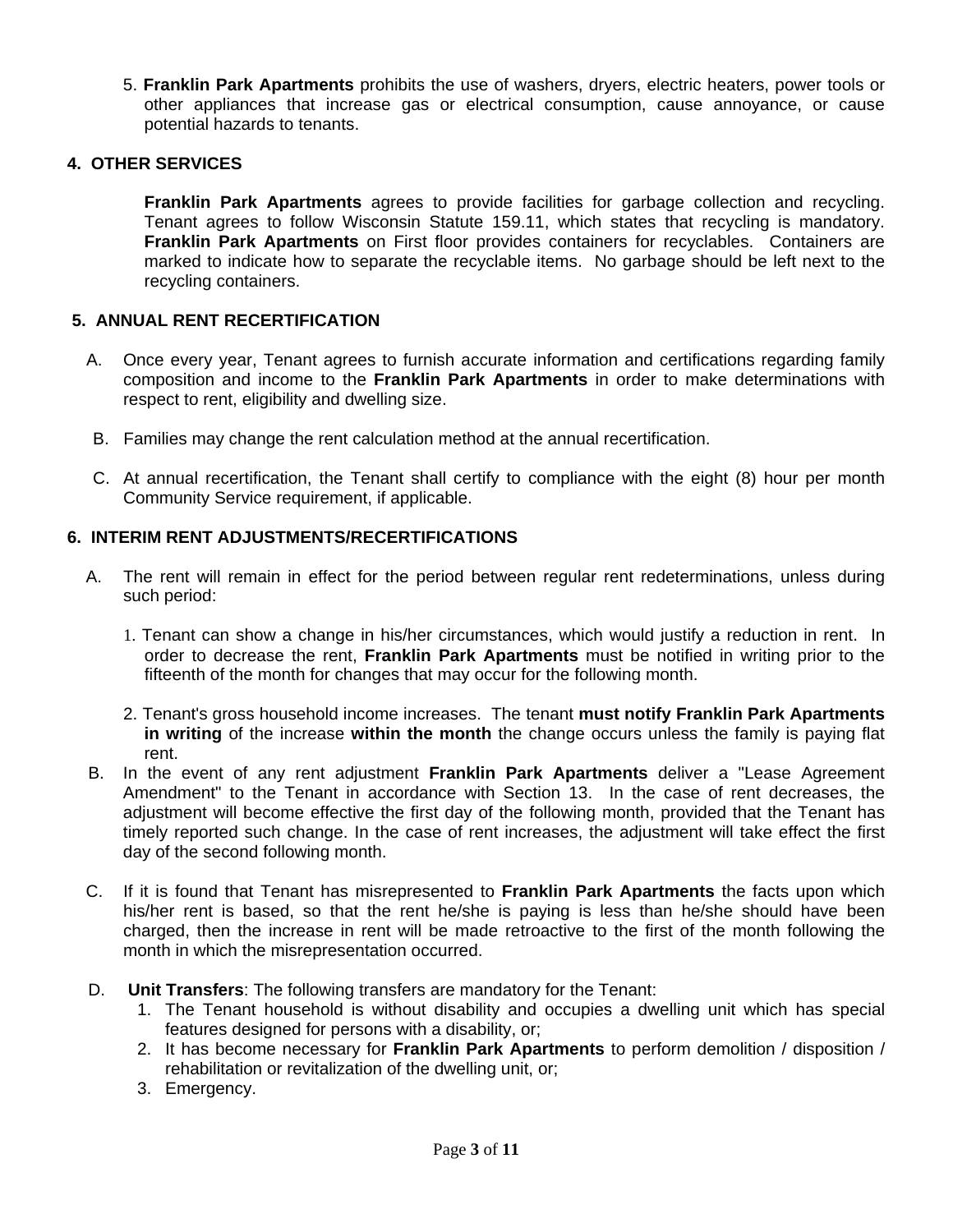5. **Franklin Park Apartments** prohibits the use of washers, dryers, electric heaters, power tools or other appliances that increase gas or electrical consumption, cause annoyance, or cause potential hazards to tenants.

## 4. OTHER SERVICES

**Franklin Park Apartments** agrees to provide facilities for garbage collection and recycling. Tenant agrees to follow Wisconsin Statute 159.11, which states that recycling is mandatory. **Franklin Park Apartments** on First floor provides containers for recyclables. Containers are marked to indicate how to separate the recyclable items. No garbage should be left next to the recycling containers.

## 5. ANNUAL RENT RECERTIFICATION

A. Once every year, Tenant agrees to furnish accurate information and certifications regarding family composition and income to the **Franklin Park Apartments** in order to make determinations with respect to rent, eligibility and dwelling size.

B. Families may change the rent calculation method at the annual recertification.

C. At annual recertification, the Tenant shall certify to compliance with the eight (8) hour per month Community Service requirement, if applicable.

## 6. INTERIM RENT ADJUSTMENTS/RECERTIFICATIONS

A. The rent will remain in effect for the period between regular rent redeterminations, unless during such period:

1. Tenant can show a change in his/her circumstances, which would justify a reduction in rent. In order to decrease the rent, **Franklin Park Apartments** must be notified in writing prior to the fifteenth of the month for changes that may occur for the following month.

2. Tenant's gross household income increases. The tenant **must notify Franklin Park Apartments in writing** of the increase **within the month** the change occurs unless the family is paying flat rent.

B. In the event of any rent adjustment **Franklin Park Apartments** deliver a "Lease Agreement Amendment" to the Tenant in accordance with Section 13. In the case of rent decreases, the adjustment will become effective the first day of the following month, provided that the Tenant has timely reported such change. In the case of rent increases, the adjustment will take effect the first day of the second following month.

C. If it is found that Tenant has misrepresented to **Franklin Park Apartments** the facts upon which his/her rent is based, so that the rent he/she is paying is less than he/she should have been charged, then the increase in rent will be made retroactive to the first of the month following the month in which the misrepresentation occurred.

D. **Unit Transfers**: The following transfers are mandatory for the Tenant:

1. The Tenant household is without disability and occupies a dwelling unit which has special features designed for persons with a disability, or;
2. It has become necessary for **Franklin Park Apartments** to perform demolition / disposition / rehabilitation or revitalization of the dwelling unit, or;
3. Emergency.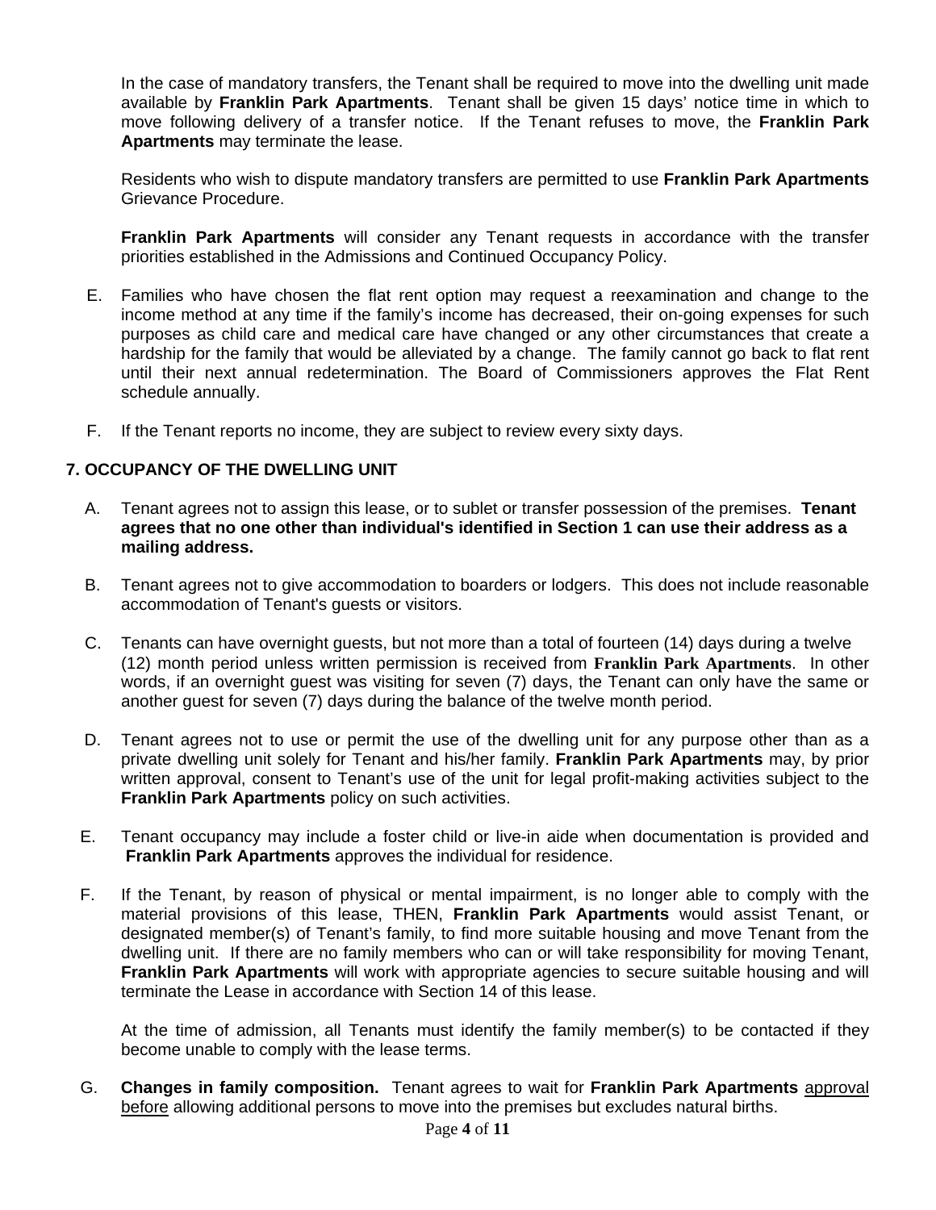In the case of mandatory transfers, the Tenant shall be required to move into the dwelling unit made available by **Franklin Park Apartments**. Tenant shall be given 15 days' notice time in which to move following delivery of a transfer notice. If the Tenant refuses to move, the **Franklin Park Apartments** may terminate the lease.

Residents who wish to dispute mandatory transfers are permitted to use **Franklin Park Apartments** Grievance Procedure.

**Franklin Park Apartments** will consider any Tenant requests in accordance with the transfer priorities established in the Admissions and Continued Occupancy Policy.

E. Families who have chosen the flat rent option may request a reexamination and change to the income method at any time if the family's income has decreased, their on-going expenses for such purposes as child care and medical care have changed or any other circumstances that create a hardship for the family that would be alleviated by a change. The family cannot go back to flat rent until their next annual redetermination. The Board of Commissioners approves the Flat Rent schedule annually.

F. If the Tenant reports no income, they are subject to review every sixty days.

## 7. OCCUPANCY OF THE DWELLING UNIT

A. Tenant agrees not to assign this lease, or to sublet or transfer possession of the premises. **Tenant agrees that no one other than individual's identified in Section 1 can use their address as a mailing address.**

B. Tenant agrees not to give accommodation to boarders or lodgers. This does not include reasonable accommodation of Tenant's guests or visitors.

C. Tenants can have overnight guests, but not more than a total of fourteen (14) days during a twelve (12) month period unless written permission is received from **Franklin Park Apartments**. In other words, if an overnight guest was visiting for seven (7) days, the Tenant can only have the same or another guest for seven (7) days during the balance of the twelve month period.

D. Tenant agrees not to use or permit the use of the dwelling unit for any purpose other than as a private dwelling unit solely for Tenant and his/her family. **Franklin Park Apartments** may, by prior written approval, consent to Tenant's use of the unit for legal profit-making activities subject to the **Franklin Park Apartments** policy on such activities.

E. Tenant occupancy may include a foster child or live-in aide when documentation is provided and **Franklin Park Apartments** approves the individual for residence.

F. If the Tenant, by reason of physical or mental impairment, is no longer able to comply with the material provisions of this lease, THEN, **Franklin Park Apartments** would assist Tenant, or designated member(s) of Tenant's family, to find more suitable housing and move Tenant from the dwelling unit. If there are no family members who can or will take responsibility for moving Tenant, **Franklin Park Apartments** will work with appropriate agencies to secure suitable housing and will terminate the Lease in accordance with Section 14 of this lease.

At the time of admission, all Tenants must identify the family member(s) to be contacted if they become unable to comply with the lease terms.

G. **Changes in family composition.** Tenant agrees to wait for **Franklin Park Apartments** approval before allowing additional persons to move into the premises but excludes natural births.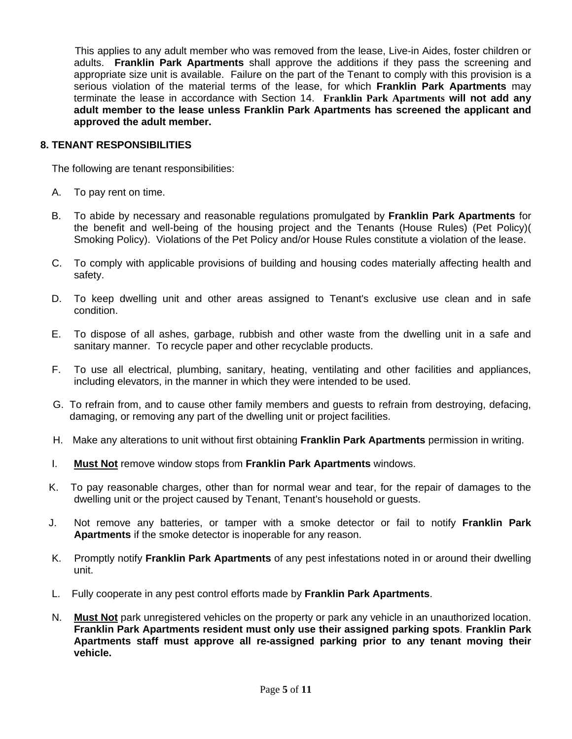This applies to any adult member who was removed from the lease, Live-in Aides, foster children or adults. **Franklin Park Apartments** shall approve the additions if they pass the screening and appropriate size unit is available. Failure on the part of the Tenant to comply with this provision is a serious violation of the material terms of the lease, for which **Franklin Park Apartments** may terminate the lease in accordance with Section 14. **Franklin Park Apartments will not add any adult member to the lease unless Franklin Park Apartments has screened the applicant and approved the adult member.**

## 8. TENANT RESPONSIBILITIES

The following are tenant responsibilities:

A. To pay rent on time.

B. To abide by necessary and reasonable regulations promulgated by **Franklin Park Apartments** for the benefit and well-being of the housing project and the Tenants (House Rules) (Pet Policy)( Smoking Policy). Violations of the Pet Policy and/or House Rules constitute a violation of the lease.

C. To comply with applicable provisions of building and housing codes materially affecting health and safety.

D. To keep dwelling unit and other areas assigned to Tenant's exclusive use clean and in safe condition.

E. To dispose of all ashes, garbage, rubbish and other waste from the dwelling unit in a safe and sanitary manner. To recycle paper and other recyclable products.

F. To use all electrical, plumbing, sanitary, heating, ventilating and other facilities and appliances, including elevators, in the manner in which they were intended to be used.

G. To refrain from, and to cause other family members and guests to refrain from destroying, defacing, damaging, or removing any part of the dwelling unit or project facilities.

H. Make any alterations to unit without first obtaining **Franklin Park Apartments** permission in writing.

I. **<u>Must Not</u>** remove window stops from **Franklin Park Apartments** windows.

K. To pay reasonable charges, other than for normal wear and tear, for the repair of damages to the dwelling unit or the project caused by Tenant, Tenant's household or guests.

J. Not remove any batteries, or tamper with a smoke detector or fail to notify **Franklin Park Apartments** if the smoke detector is inoperable for any reason.

K. Promptly notify **Franklin Park Apartments** of any pest infestations noted in or around their dwelling unit.

L. Fully cooperate in any pest control efforts made by **Franklin Park Apartments**.

N. **<u>Must Not</u>** park unregistered vehicles on the property or park any vehicle in an unauthorized location. **Franklin Park Apartments resident must only use their assigned parking spots**. **Franklin Park Apartments staff must approve all re-assigned parking prior to any tenant moving their vehicle.**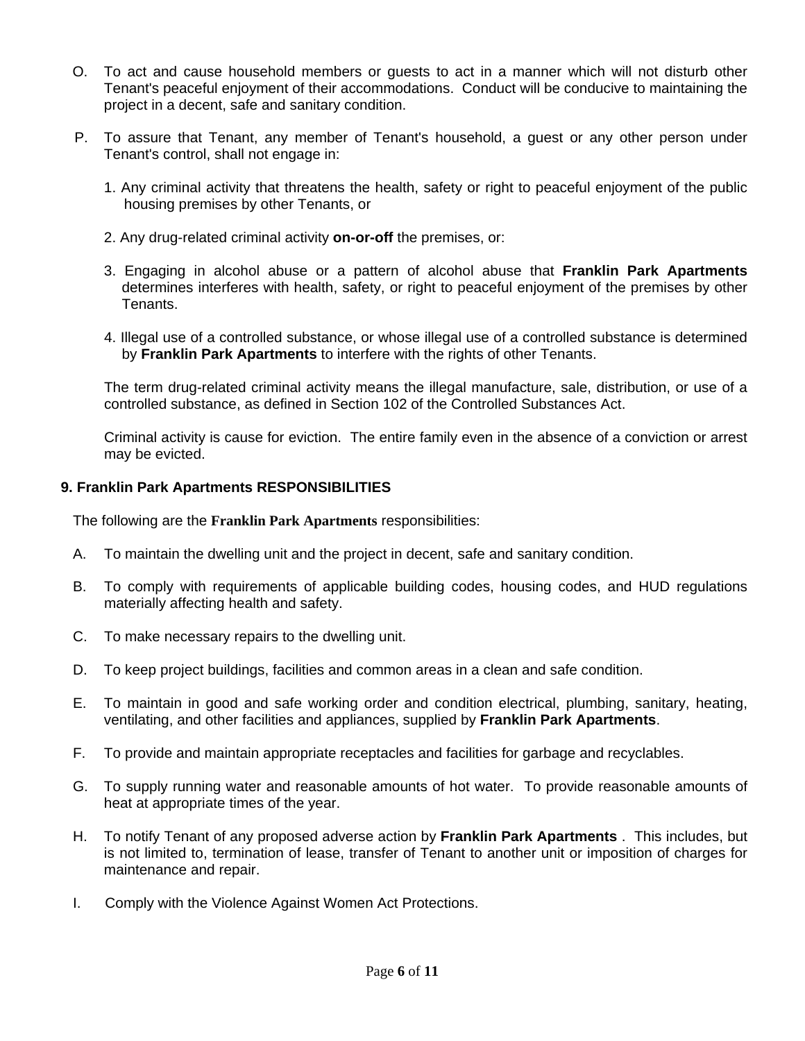O. To act and cause household members or guests to act in a manner which will not disturb other Tenant's peaceful enjoyment of their accommodations. Conduct will be conducive to maintaining the project in a decent, safe and sanitary condition.

P. To assure that Tenant, any member of Tenant's household, a guest or any other person under Tenant's control, shall not engage in:

   1. Any criminal activity that threatens the health, safety or right to peaceful enjoyment of the public housing premises by other Tenants, or

   2. Any drug-related criminal activity **on-or-off** the premises, or:

   3. Engaging in alcohol abuse or a pattern of alcohol abuse that **Franklin Park Apartments** determines interferes with health, safety, or right to peaceful enjoyment of the premises by other Tenants.

   4. Illegal use of a controlled substance, or whose illegal use of a controlled substance is determined by **Franklin Park Apartments** to interfere with the rights of other Tenants.

   The term drug-related criminal activity means the illegal manufacture, sale, distribution, or use of a controlled substance, as defined in Section 102 of the Controlled Substances Act.

   Criminal activity is cause for eviction. The entire family even in the absence of a conviction or arrest may be evicted.

## 9. Franklin Park Apartments RESPONSIBILITIES

The following are the **Franklin Park Apartments** responsibilities:

A. To maintain the dwelling unit and the project in decent, safe and sanitary condition.

B. To comply with requirements of applicable building codes, housing codes, and HUD regulations materially affecting health and safety.

C. To make necessary repairs to the dwelling unit.

D. To keep project buildings, facilities and common areas in a clean and safe condition.

E. To maintain in good and safe working order and condition electrical, plumbing, sanitary, heating, ventilating, and other facilities and appliances, supplied by **Franklin Park Apartments**.

F. To provide and maintain appropriate receptacles and facilities for garbage and recyclables.

G. To supply running water and reasonable amounts of hot water. To provide reasonable amounts of heat at appropriate times of the year.

H. To notify Tenant of any proposed adverse action by **Franklin Park Apartments** . This includes, but is not limited to, termination of lease, transfer of Tenant to another unit or imposition of charges for maintenance and repair.

I. Comply with the Violence Against Women Act Protections.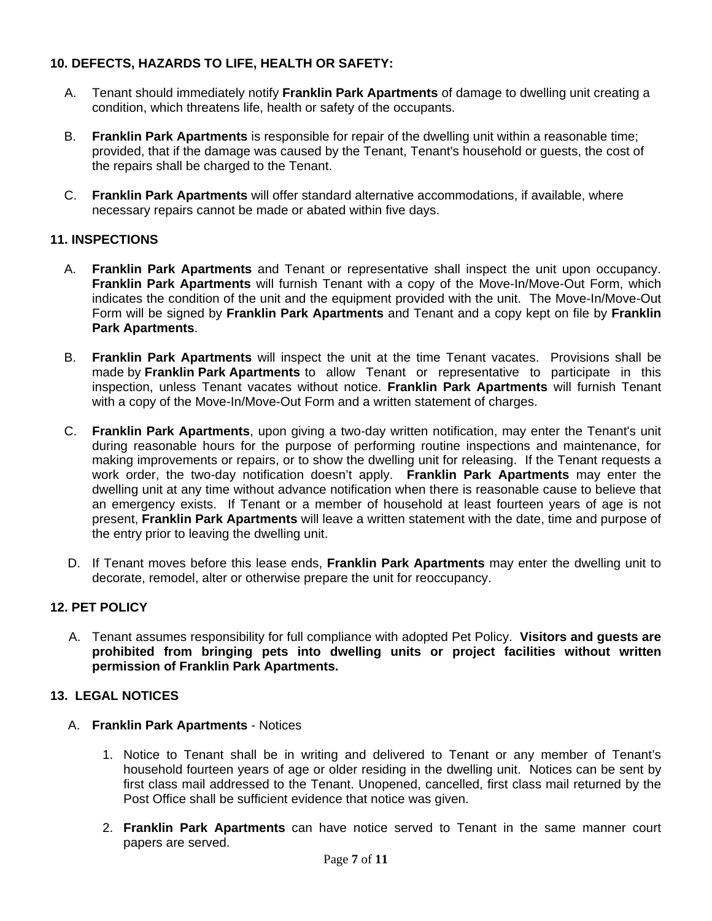## 10. DEFECTS, HAZARDS TO LIFE, HEALTH OR SAFETY:

A. Tenant should immediately notify **Franklin Park Apartments** of damage to dwelling unit creating a condition, which threatens life, health or safety of the occupants.

B. **Franklin Park Apartments** is responsible for repair of the dwelling unit within a reasonable time; provided, that if the damage was caused by the Tenant, Tenant's household or guests, the cost of the repairs shall be charged to the Tenant.

C. **Franklin Park Apartments** will offer standard alternative accommodations, if available, where necessary repairs cannot be made or abated within five days.

## 11. INSPECTIONS

A. **Franklin Park Apartments** and Tenant or representative shall inspect the unit upon occupancy. **Franklin Park Apartments** will furnish Tenant with a copy of the Move-In/Move-Out Form, which indicates the condition of the unit and the equipment provided with the unit. The Move-In/Move-Out Form will be signed by **Franklin Park Apartments** and Tenant and a copy kept on file by **Franklin Park Apartments**.

B. **Franklin Park Apartments** will inspect the unit at the time Tenant vacates. Provisions shall be made by **Franklin Park Apartments** to allow Tenant or representative to participate in this inspection, unless Tenant vacates without notice. **Franklin Park Apartments** will furnish Tenant with a copy of the Move-In/Move-Out Form and a written statement of charges.

C. **Franklin Park Apartments**, upon giving a two-day written notification, may enter the Tenant's unit during reasonable hours for the purpose of performing routine inspections and maintenance, for making improvements or repairs, or to show the dwelling unit for releasing. If the Tenant requests a work order, the two-day notification doesn't apply. **Franklin Park Apartments** may enter the dwelling unit at any time without advance notification when there is reasonable cause to believe that an emergency exists. If Tenant or a member of household at least fourteen years of age is not present, **Franklin Park Apartments** will leave a written statement with the date, time and purpose of the entry prior to leaving the dwelling unit.

D. If Tenant moves before this lease ends, **Franklin Park Apartments** may enter the dwelling unit to decorate, remodel, alter or otherwise prepare the unit for reoccupancy.

## 12. PET POLICY

A. Tenant assumes responsibility for full compliance with adopted Pet Policy. **Visitors and guests are prohibited from bringing pets into dwelling units or project facilities without written permission of Franklin Park Apartments.**

## 13. LEGAL NOTICES

A. **Franklin Park Apartments** - Notices

1. Notice to Tenant shall be in writing and delivered to Tenant or any member of Tenant's household fourteen years of age or older residing in the dwelling unit. Notices can be sent by first class mail addressed to the Tenant. Unopened, cancelled, first class mail returned by the Post Office shall be sufficient evidence that notice was given.

2. **Franklin Park Apartments** can have notice served to Tenant in the same manner court papers are served.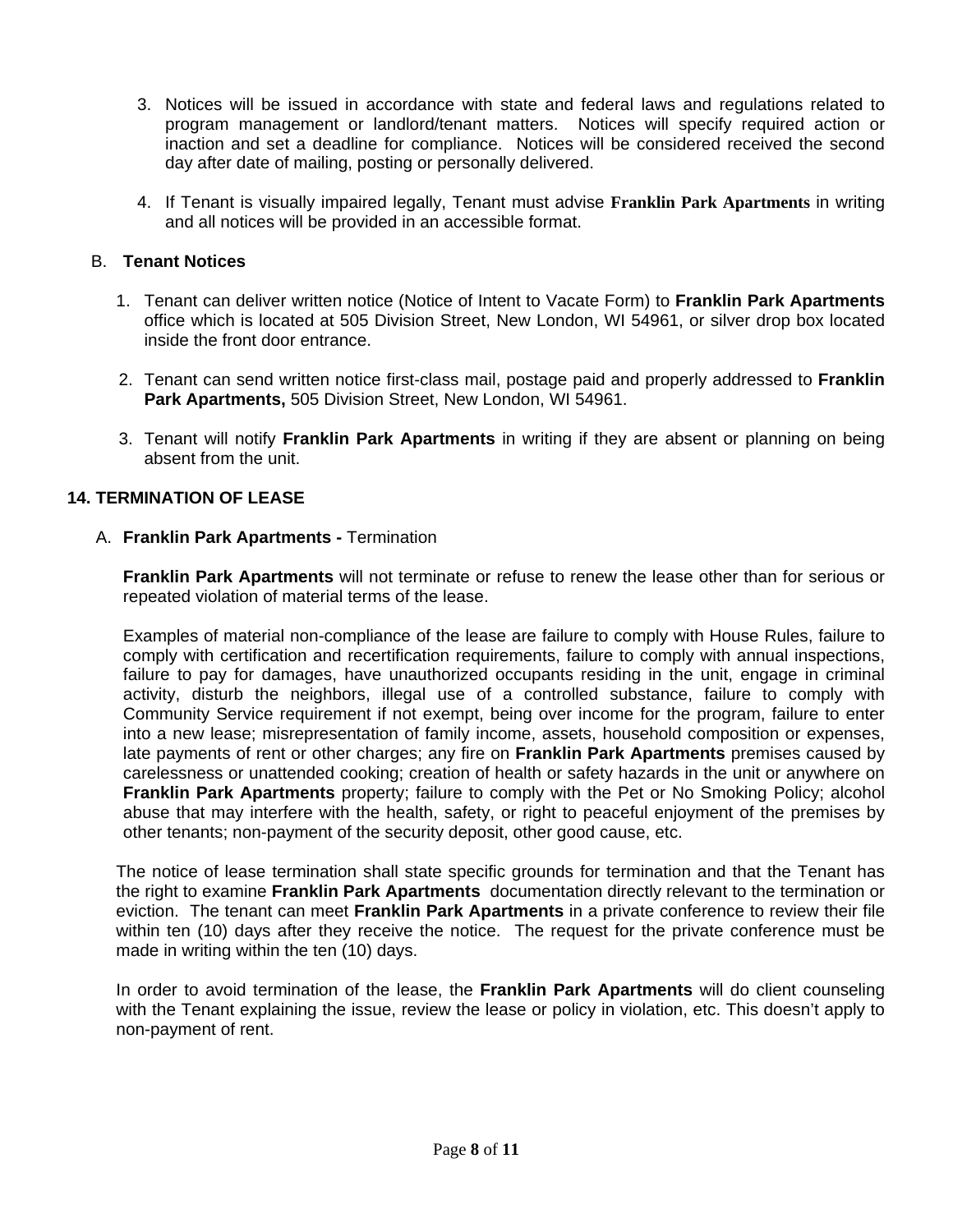3. Notices will be issued in accordance with state and federal laws and regulations related to program management or landlord/tenant matters. Notices will specify required action or inaction and set a deadline for compliance. Notices will be considered received the second day after date of mailing, posting or personally delivered.

4. If Tenant is visually impaired legally, Tenant must advise **Franklin Park Apartments** in writing and all notices will be provided in an accessible format.

B. **Tenant Notices**

1. Tenant can deliver written notice (Notice of Intent to Vacate Form) to **Franklin Park Apartments** office which is located at 505 Division Street, New London, WI 54961, or silver drop box located inside the front door entrance.

2. Tenant can send written notice first-class mail, postage paid and properly addressed to **Franklin Park Apartments,** 505 Division Street, New London, WI 54961.

3. Tenant will notify **Franklin Park Apartments** in writing if they are absent or planning on being absent from the unit.

## 14. TERMINATION OF LEASE

A. **Franklin Park Apartments -** Termination

**Franklin Park Apartments** will not terminate or refuse to renew the lease other than for serious or repeated violation of material terms of the lease.

Examples of material non-compliance of the lease are failure to comply with House Rules, failure to comply with certification and recertification requirements, failure to comply with annual inspections, failure to pay for damages, have unauthorized occupants residing in the unit, engage in criminal activity, disturb the neighbors, illegal use of a controlled substance, failure to comply with Community Service requirement if not exempt, being over income for the program, failure to enter into a new lease; misrepresentation of family income, assets, household composition or expenses, late payments of rent or other charges; any fire on **Franklin Park Apartments** premises caused by carelessness or unattended cooking; creation of health or safety hazards in the unit or anywhere on **Franklin Park Apartments** property; failure to comply with the Pet or No Smoking Policy; alcohol abuse that may interfere with the health, safety, or right to peaceful enjoyment of the premises by other tenants; non-payment of the security deposit, other good cause, etc.

The notice of lease termination shall state specific grounds for termination and that the Tenant has the right to examine **Franklin Park Apartments** documentation directly relevant to the termination or eviction. The tenant can meet **Franklin Park Apartments** in a private conference to review their file within ten (10) days after they receive the notice. The request for the private conference must be made in writing within the ten (10) days.

In order to avoid termination of the lease, the **Franklin Park Apartments** will do client counseling with the Tenant explaining the issue, review the lease or policy in violation, etc. This doesn't apply to non-payment of rent.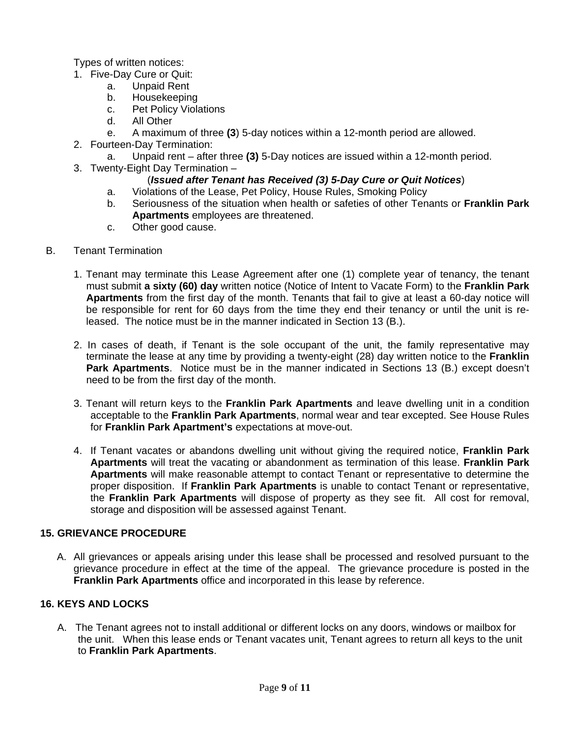Types of written notices:

1. Five-Day Cure or Quit:
    a. Unpaid Rent
    b. Housekeeping
    c. Pet Policy Violations
    d. All Other
    e. A maximum of three **(3**) 5-day notices within a 12-month period are allowed.
2. Fourteen-Day Termination:
    a. Unpaid rent – after three **(3)** 5-Day notices are issued within a 12-month period.
3. Twenty-Eight Day Termination –

    (***Issued after Tenant has Received (3) 5-Day Cure or Quit Notices***)

    a. Violations of the Lease, Pet Policy, House Rules, Smoking Policy
    b. Seriousness of the situation when health or safeties of other Tenants or **Franklin Park Apartments** employees are threatened.
    c. Other good cause.

B. Tenant Termination

1. Tenant may terminate this Lease Agreement after one (1) complete year of tenancy, the tenant must submit **a sixty (60) day** written notice (Notice of Intent to Vacate Form) to the **Franklin Park Apartments** from the first day of the month. Tenants that fail to give at least a 60-day notice will be responsible for rent for 60 days from the time they end their tenancy or until the unit is re-leased. The notice must be in the manner indicated in Section 13 (B.).

2. In cases of death, if Tenant is the sole occupant of the unit, the family representative may terminate the lease at any time by providing a twenty-eight (28) day written notice to the **Franklin Park Apartments**. Notice must be in the manner indicated in Sections 13 (B.) except doesn't need to be from the first day of the month.

3. Tenant will return keys to the **Franklin Park Apartments** and leave dwelling unit in a condition acceptable to the **Franklin Park Apartments**, normal wear and tear excepted. See House Rules for **Franklin Park Apartment's** expectations at move-out.

4. If Tenant vacates or abandons dwelling unit without giving the required notice, **Franklin Park Apartments** will treat the vacating or abandonment as termination of this lease. **Franklin Park Apartments** will make reasonable attempt to contact Tenant or representative to determine the proper disposition. If **Franklin Park Apartments** is unable to contact Tenant or representative, the **Franklin Park Apartments** will dispose of property as they see fit. All cost for removal, storage and disposition will be assessed against Tenant.

## 15. GRIEVANCE PROCEDURE

A. All grievances or appeals arising under this lease shall be processed and resolved pursuant to the grievance procedure in effect at the time of the appeal. The grievance procedure is posted in the **Franklin Park Apartments** office and incorporated in this lease by reference.

## 16. KEYS AND LOCKS

A. The Tenant agrees not to install additional or different locks on any doors, windows or mailbox for the unit. When this lease ends or Tenant vacates unit, Tenant agrees to return all keys to the unit to **Franklin Park Apartments**.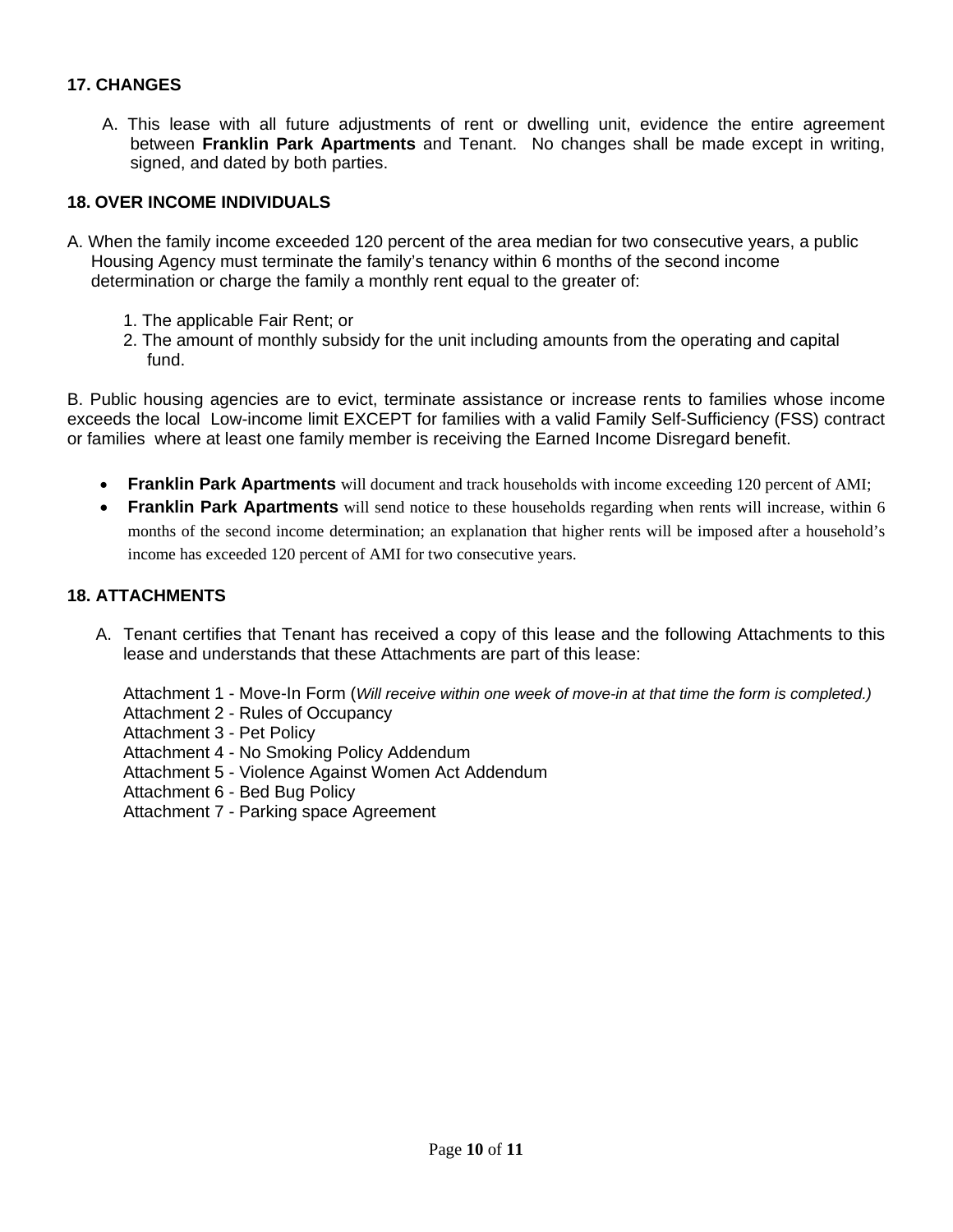## 17. CHANGES

A. This lease with all future adjustments of rent or dwelling unit, evidence the entire agreement between **Franklin Park Apartments** and Tenant. No changes shall be made except in writing, signed, and dated by both parties.

## 18. OVER INCOME INDIVIDUALS

A. When the family income exceeded 120 percent of the area median for two consecutive years, a public Housing Agency must terminate the family's tenancy within 6 months of the second income determination or charge the family a monthly rent equal to the greater of:

1. The applicable Fair Rent; or
2. The amount of monthly subsidy for the unit including amounts from the operating and capital fund.

B. Public housing agencies are to evict, terminate assistance or increase rents to families whose income exceeds the local Low-income limit EXCEPT for families with a valid Family Self-Sufficiency (FSS) contract or families where at least one family member is receiving the Earned Income Disregard benefit.

- **Franklin Park Apartments** will document and track households with income exceeding 120 percent of AMI;
- **Franklin Park Apartments** will send notice to these households regarding when rents will increase, within 6 months of the second income determination; an explanation that higher rents will be imposed after a household's income has exceeded 120 percent of AMI for two consecutive years.

## 18. ATTACHMENTS

A. Tenant certifies that Tenant has received a copy of this lease and the following Attachments to this lease and understands that these Attachments are part of this lease:

Attachment 1 - Move-In Form (*Will receive within one week of move-in at that time the form is completed.)*
Attachment 2 - Rules of Occupancy
Attachment 3 - Pet Policy
Attachment 4 - No Smoking Policy Addendum
Attachment 5 - Violence Against Women Act Addendum
Attachment 6 - Bed Bug Policy
Attachment 7 - Parking space Agreement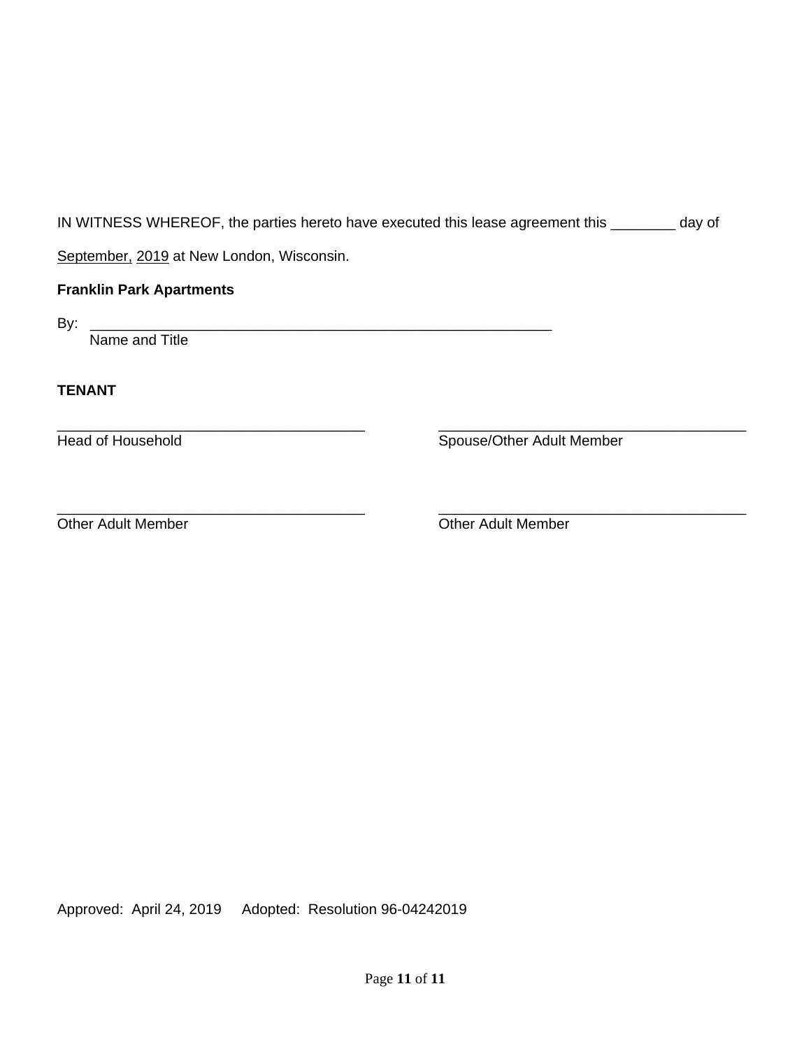IN WITNESS WHEREOF, the parties hereto have executed this lease agreement this ________ day of September, 2019 at New London, Wisconsin.

**Franklin Park Apartments**

By: ____________________________________________________________
Name and Title

**TENANT**

______________________________________
Head of Household

______________________________________
Spouse/Other Adult Member

______________________________________
Other Adult Member

______________________________________
Other Adult Member

Approved: April 24, 2019 Adopted: Resolution 96-04242019